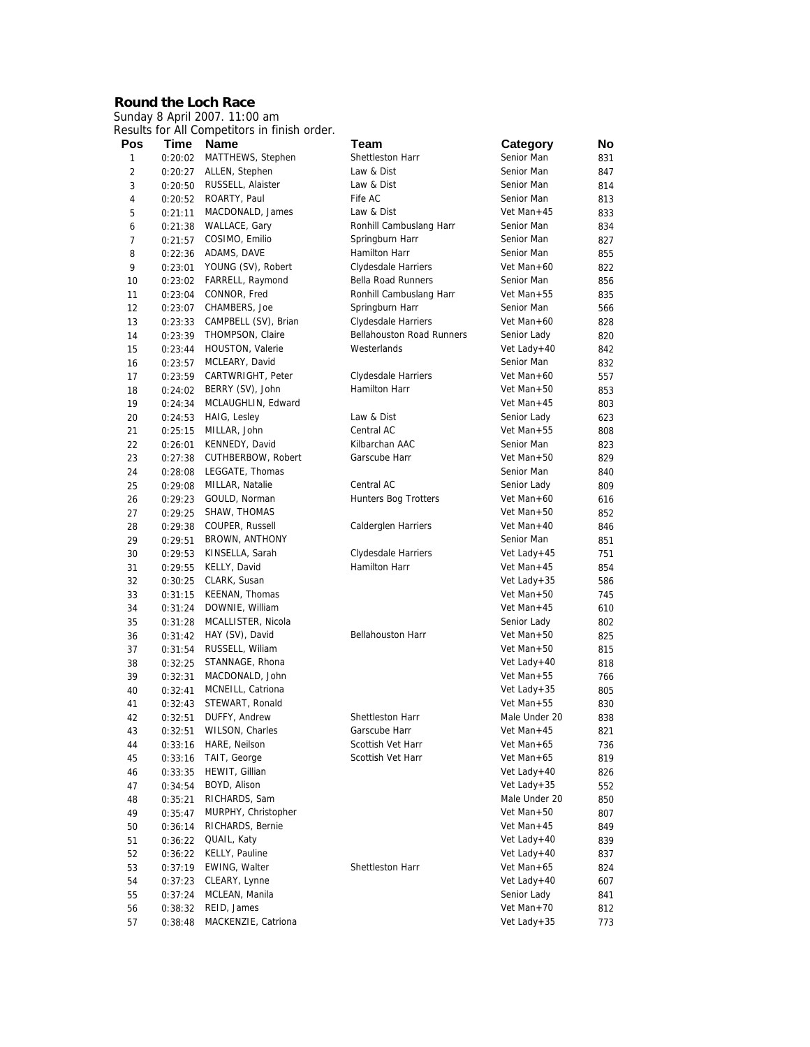**Round the Loch Race**

Sunday 8 April 2007. 11:00 am

Results for All Competitors in finish order.

| Pos | Time | Name | Team | Category | No |
|---|---|---|---|---|---|
| 1 | 0:20:02 | MATTHEWS, Stephen | Shettleston Harr | Senior Man | 831 |
| 2 | 0:20:27 | ALLEN, Stephen | Law & Dist | Senior Man | 847 |
| 3 | 0:20:50 | RUSSELL, Alaister | Law & Dist | Senior Man | 814 |
| 4 | 0:20:52 | ROARTY, Paul | Fife AC | Senior Man | 813 |
| 5 | 0:21:11 | MACDONALD, James | Law & Dist | Vet Man+45 | 833 |
| 6 | 0:21:38 | WALLACE, Gary | Ronhill Cambuslang Harr | Senior Man | 834 |
| 7 | 0:21:57 | COSIMO, Emilio | Springburn Harr | Senior Man | 827 |
| 8 | 0:22:36 | ADAMS, DAVE | Hamilton Harr | Senior Man | 855 |
| 9 | 0:23:01 | YOUNG (SV), Robert | Clydesdale Harriers | Vet Man+60 | 822 |
| 10 | 0:23:02 | FARRELL, Raymond | Bella Road Runners | Senior Man | 856 |
| 11 | 0:23:04 | CONNOR, Fred | Ronhill Cambuslang Harr | Vet Man+55 | 835 |
| 12 | 0:23:07 | CHAMBERS, Joe | Springburn Harr | Senior Man | 566 |
| 13 | 0:23:33 | CAMPBELL (SV), Brian | Clydesdale Harriers | Vet Man+60 | 828 |
| 14 | 0:23:39 | THOMPSON, Claire | Bellahouston Road Runners | Senior Lady | 820 |
| 15 | 0:23:44 | HOUSTON, Valerie | Westerlands | Vet Lady+40 | 842 |
| 16 | 0:23:57 | MCLEARY, David | | Senior Man | 832 |
| 17 | 0:23:59 | CARTWRIGHT, Peter | Clydesdale Harriers | Vet Man+60 | 557 |
| 18 | 0:24:02 | BERRY (SV), John | Hamilton Harr | Vet Man+50 | 853 |
| 19 | 0:24:34 | MCLAUGHLIN, Edward | | Vet Man+45 | 803 |
| 20 | 0:24:53 | HAIG, Lesley | Law & Dist | Senior Lady | 623 |
| 21 | 0:25:15 | MILLAR, John | Central AC | Vet Man+55 | 808 |
| 22 | 0:26:01 | KENNEDY, David | Kilbarchan AAC | Senior Man | 823 |
| 23 | 0:27:38 | CUTHBERBOW, Robert | Garscube Harr | Vet Man+50 | 829 |
| 24 | 0:28:08 | LEGGATE, Thomas | | Senior Man | 840 |
| 25 | 0:29:08 | MILLAR, Natalie | Central AC | Senior Lady | 809 |
| 26 | 0:29:23 | GOULD, Norman | Hunters Bog Trotters | Vet Man+60 | 616 |
| 27 | 0:29:25 | SHAW, THOMAS | | Vet Man+50 | 852 |
| 28 | 0:29:38 | COUPER, Russell | Calderglen Harriers | Vet Man+40 | 846 |
| 29 | 0:29:51 | BROWN, ANTHONY | | Senior Man | 851 |
| 30 | 0:29:53 | KINSELLA, Sarah | Clydesdale Harriers | Vet Lady+45 | 751 |
| 31 | 0:29:55 | KELLY, David | Hamilton Harr | Vet Man+45 | 854 |
| 32 | 0:30:25 | CLARK, Susan | | Vet Lady+35 | 586 |
| 33 | 0:31:15 | KEENAN, Thomas | | Vet Man+50 | 745 |
| 34 | 0:31:24 | DOWNIE, William | | Vet Man+45 | 610 |
| 35 | 0:31:28 | MCALLISTER, Nicola | | Senior Lady | 802 |
| 36 | 0:31:42 | HAY (SV), David | Bellahouston Harr | Vet Man+50 | 825 |
| 37 | 0:31:54 | RUSSELL, Wiliam | | Vet Man+50 | 815 |
| 38 | 0:32:25 | STANNAGE, Rhona | | Vet Lady+40 | 818 |
| 39 | 0:32:31 | MACDONALD, John | | Vet Man+55 | 766 |
| 40 | 0:32:41 | MCNEILL, Catriona | | Vet Lady+35 | 805 |
| 41 | 0:32:43 | STEWART, Ronald | | Vet Man+55 | 830 |
| 42 | 0:32:51 | DUFFY, Andrew | Shettleston Harr | Male Under 20 | 838 |
| 43 | 0:32:51 | WILSON, Charles | Garscube Harr | Vet Man+45 | 821 |
| 44 | 0:33:16 | HARE, Neilson | Scottish Vet Harr | Vet Man+65 | 736 |
| 45 | 0:33:16 | TAIT, George | Scottish Vet Harr | Vet Man+65 | 819 |
| 46 | 0:33:35 | HEWIT, Gillian | | Vet Lady+40 | 826 |
| 47 | 0:34:54 | BOYD, Alison | | Vet Lady+35 | 552 |
| 48 | 0:35:21 | RICHARDS, Sam | | Male Under 20 | 850 |
| 49 | 0:35:47 | MURPHY, Christopher | | Vet Man+50 | 807 |
| 50 | 0:36:14 | RICHARDS, Bernie | | Vet Man+45 | 849 |
| 51 | 0:36:22 | QUAIL, Katy | | Vet Lady+40 | 839 |
| 52 | 0:36:22 | KELLY, Pauline | | Vet Lady+40 | 837 |
| 53 | 0:37:19 | EWING, Walter | Shettleston Harr | Vet Man+65 | 824 |
| 54 | 0:37:23 | CLEARY, Lynne | | Vet Lady+40 | 607 |
| 55 | 0:37:24 | MCLEAN, Manila | | Senior Lady | 841 |
| 56 | 0:38:32 | REID, James | | Vet Man+70 | 812 |
| 57 | 0:38:48 | MACKENZIE, Catriona | | Vet Lady+35 | 773 |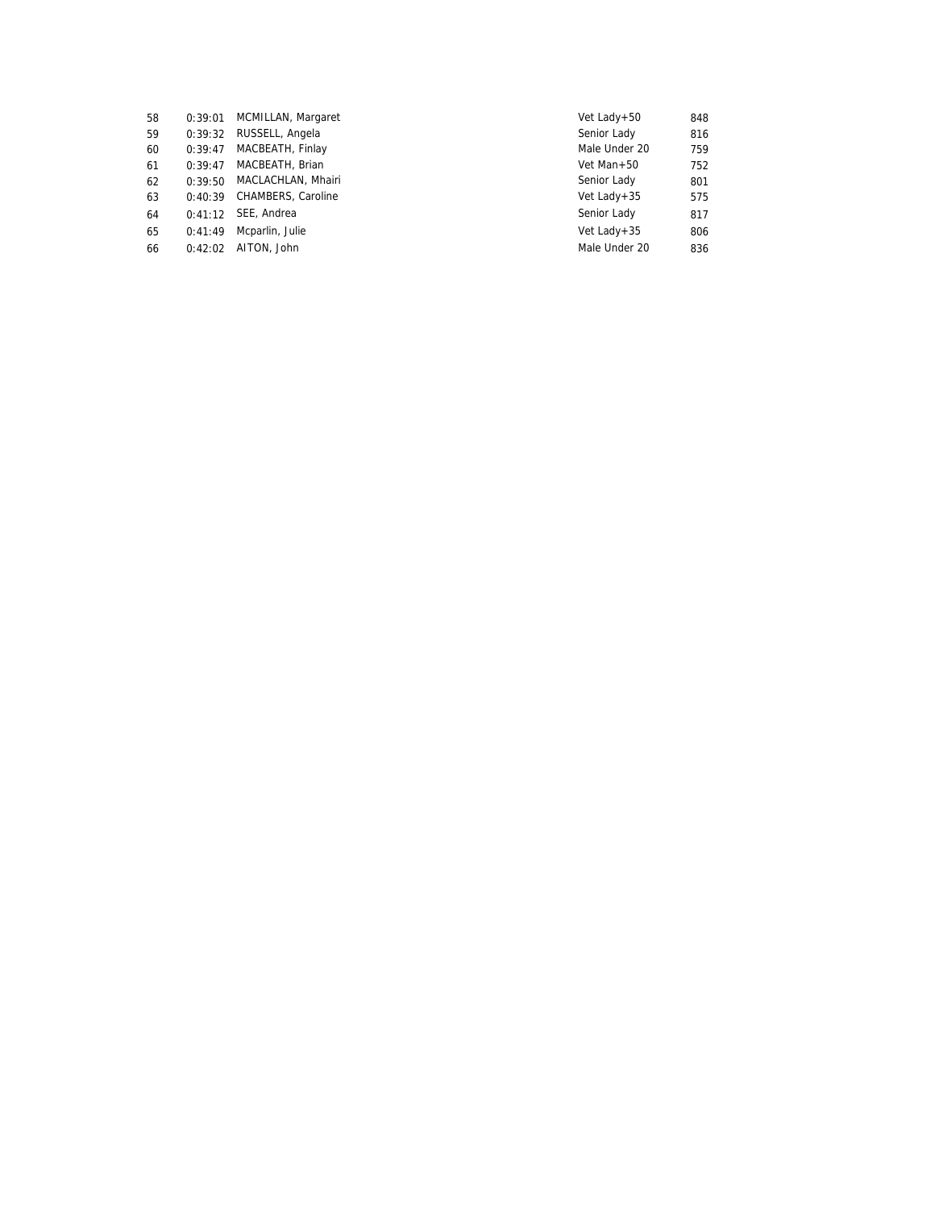| | | | | |
|---|---|---|---|---|
| 58 | 0:39:01 | MCMILLAN, Margaret | Vet Lady+50 | 848 |
| 59 | 0:39:32 | RUSSELL, Angela | Senior Lady | 816 |
| 60 | 0:39:47 | MACBEATH, Finlay | Male Under 20 | 759 |
| 61 | 0:39:47 | MACBEATH, Brian | Vet Man+50 | 752 |
| 62 | 0:39:50 | MACLACHLAN, Mhairi | Senior Lady | 801 |
| 63 | 0:40:39 | CHAMBERS, Caroline | Vet Lady+35 | 575 |
| 64 | 0:41:12 | SEE, Andrea | Senior Lady | 817 |
| 65 | 0:41:49 | Mcparlin, Julie | Vet Lady+35 | 806 |
| 66 | 0:42:02 | AITON, John | Male Under 20 | 836 |